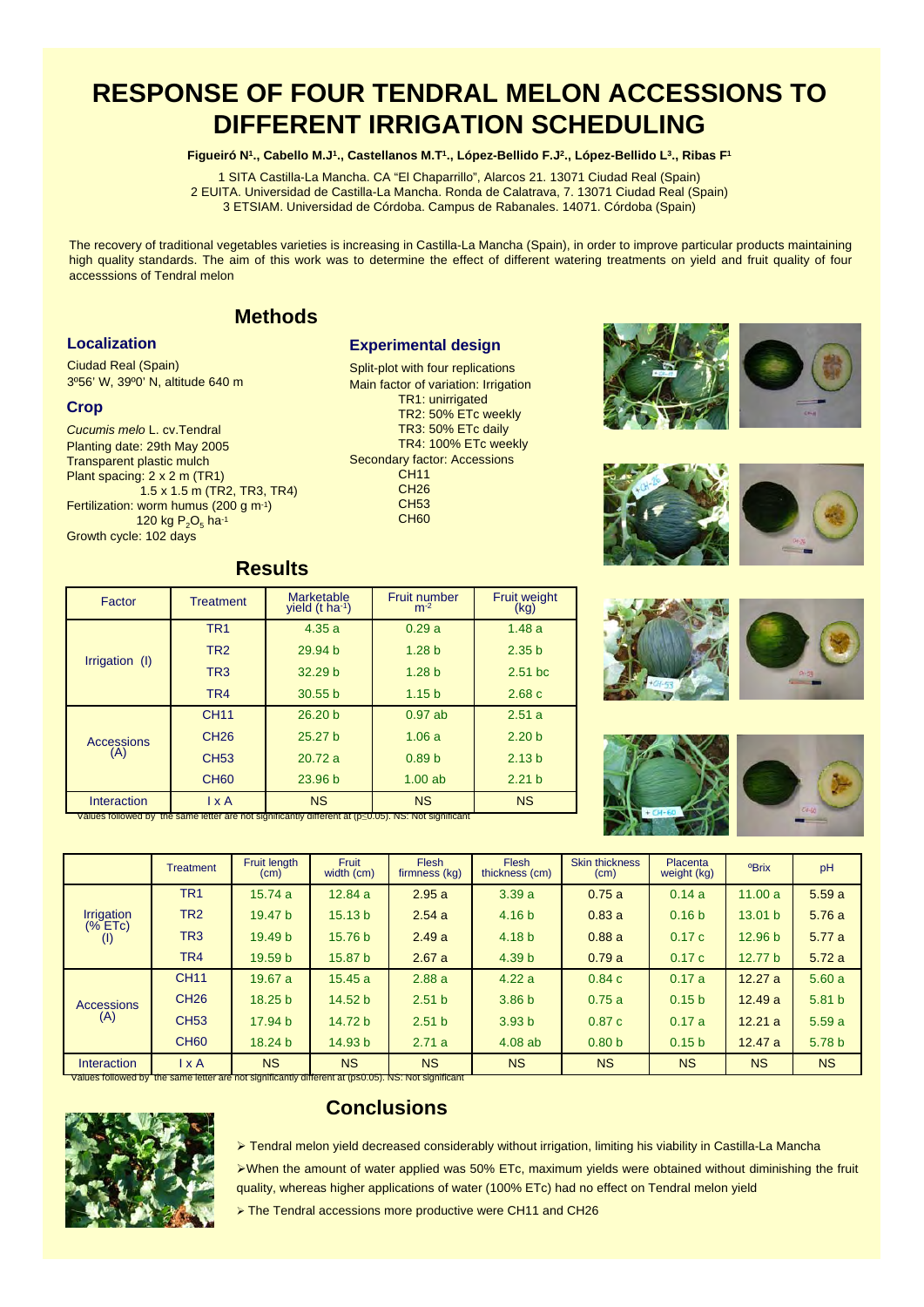# RESPONSE OF FOUR TENDRAL MELON ACCESSIONS TO DIFFERENT IRRIGATION SCHEDULING

**Figueiró N[1]., Cabello M.J[1]., Castellanos M.T[1]., López-Bellido F.J[2]., López-Bellido L[3]., Ribas F[1]**

1 SITA Castilla-La Mancha. CA "El Chaparrillo", Alarcos 21. 13071 Ciudad Real (Spain)
2 EUITA. Universidad de Castilla-La Mancha. Ronda de Calatrava, 7. 13071 Ciudad Real (Spain)
3 ETSIAM. Universidad de Córdoba. Campus de Rabanales. 14071. Córdoba (Spain)

The recovery of traditional vegetables varieties is increasing in Castilla-La Mancha (Spain), in order to improve particular products maintaining high quality standards. The aim of this work was to determine the effect of different watering treatments on yield and fruit quality of four accesssions of Tendral melon

## Methods

### Localization

Ciudad Real (Spain)
3º56' W, 39º0' N, altitude 640 m

### Crop

*Cucumis melo* L. cv.Tendral
Planting date: 29th May 2005
Transparent plastic mulch
Plant spacing: 2 x 2 m (TR1)
1.5 x 1.5 m (TR2, TR3, TR4)
Fertilization: worm humus (200 g $m^{-1}$)
120 kg $P_2O_5$ $ha^{-1}$
Growth cycle: 102 days

### Experimental design

Split-plot with four replications
Main factor of variation: Irrigation
- TR1: unirrigated
- TR2: 50% ETc weekly
- TR3: 50% ETc daily
- TR4: 100% ETc weekly

Secondary factor: Accessions
- CH11
- CH26
- CH53
- CH60

## Results

| Factor | Treatment | Marketable yield (t $ha^{-1}$) | Fruit number $m^{-2}$ | Fruit weight (kg) |
|---|---|---|---|---|
| Irrigation (I) | TR1 | 4.35 a | 0.29 a | 1.48 a |
| | TR2 | 29.94 b | 1.28 b | 2.35 b |
| | TR3 | 32.29 b | 1.28 b | 2.51 bc |
| | TR4 | 30.55 b | 1.15 b | 2.68 c |
| Accessions (A) | CH11 | 26.20 b | 0.97 ab | 2.51 a |
| | CH26 | 25.27 b | 1.06 a | 2.20 b |
| | CH53 | 20.72 a | 0.89 b | 2.13 b |
| | CH60 | 23.96 b | 1.00 ab | 2.21 b |
| Interaction | I x A | NS | NS | NS |

Values followed by the same letter are not significantly different at ($p \leq 0.05$). NS: Not significant

| | Treatment | Fruit length (cm) | Fruit width (cm) | Flesh firmness (kg) | Flesh thickness (cm) | Skin thickness (cm) | Placenta weight (kg) | ºBrix | pH |
|---|---|---|---|---|---|---|---|---|---|
| Irrigation (% ETc) (I) | TR1 | 15.74 a | 12.84 a | 2.95 a | 3.39 a | 0.75 a | 0.14 a | 11.00 a | 5.59 a |
| | TR2 | 19.47 b | 15.13 b | 2.54 a | 4.16 b | 0.83 a | 0.16 b | 13.01 b | 5.76 a |
| | TR3 | 19.49 b | 15.76 b | 2.49 a | 4.18 b | 0.88 a | 0.17 c | 12.96 b | 5.77 a |
| | TR4 | 19.59 b | 15.87 b | 2.67 a | 4.39 b | 0.79 a | 0.17 c | 12.77 b | 5.72 a |
| Accessions (A) | CH11 | 19.67 a | 15.45 a | 2.88 a | 4.22 a | 0.84 c | 0.17 a | 12.27 a | 5.60 a |
| | CH26 | 18.25 b | 14.52 b | 2.51 b | 3.86 b | 0.75 a | 0.15 b | 12.49 a | 5.81 b |
| | CH53 | 17.94 b | 14.72 b | 2.51 b | 3.93 b | 0.87 c | 0.17 a | 12.21 a | 5.59 a |
| | CH60 | 18.24 b | 14.93 b | 2.71 a | 4.08 ab | 0.80 b | 0.15 b | 12.47 a | 5.78 b |
| Interaction | I x A | NS | NS | NS | NS | NS | NS | NS | NS |

Values followed by the same letter are not significantly different at ($p \leq 0.05$). NS: Not significant

## Conclusions

- Tendral melon yield decreased considerably without irrigation, limiting his viability in Castilla-La Mancha
- When the amount of water applied was 50% ETc, maximum yields were obtained without diminishing the fruit quality, whereas higher applications of water (100% ETc) had no effect on Tendral melon yield
- The Tendral accessions more productive were CH11 and CH26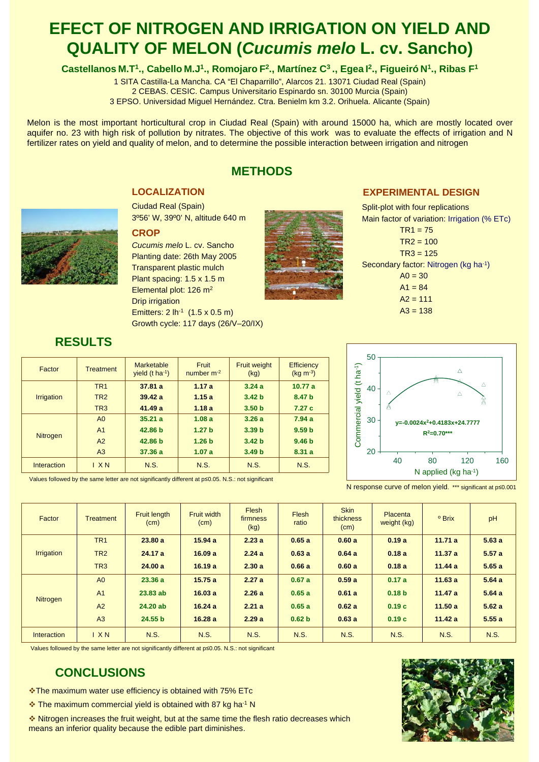# EFECT OF NITROGEN AND IRRIGATION ON YIELD AND QUALITY OF MELON (*Cucumis melo* L. cv. Sancho)

**Castellanos M.T[1]., Cabello M.J[1]., Romojaro F[2]., Martínez C[3] ., Egea I[2]., Figueiró N[1]., Ribas F[1]**

1 SITA Castilla-La Mancha. CA "El Chaparrillo", Alarcos 21. 13071 Ciudad Real (Spain)
2 CEBAS. CESIC. Campus Universitario Espinardo sn. 30100 Murcia (Spain)
3 EPSO. Universidad Miguel Hernández. Ctra. Benielm km 3.2. Orihuela. Alicante (Spain)

Melon is the most important horticultural crop in Ciudad Real (Spain) with around 15000 ha, which are mostly located over aquifer no. 23 with high risk of pollution by nitrates. The objective of this work was to evaluate the effects of irrigation and N fertilizer rates on yield and quality of melon, and to determine the possible interaction between irrigation and nitrogen

## METHODS

### LOCALIZATION

Ciudad Real (Spain)
3º56' W, 39º0' N, altitude 640 m

### CROP

*Cucumis melo* L. cv. Sancho
Planting date: 26th May 2005
Transparent plastic mulch
Plant spacing: 1.5 x 1.5 m
Elemental plot: 126 $m^2$
Drip irrigation
Emitters: 2 $lh^{-1}$ (1.5 x 0.5 m)
Growth cycle: 117 days (26/V–20/IX)

### EXPERIMENTAL DESIGN

Split-plot with four replications
Main factor of variation: Irrigation (% ETc)

- TR1 = 75
- TR2 = 100
- TR3 = 125

Secondary factor: Nitrogen (kg $ha^{-1}$)

- A0 = 30
- A1 = 84
- A2 = 111
- A3 = 138

## RESULTS

| Factor | Treatment | Marketable yield (t $ha^{-1}$) | Fruit number $m^{-2}$ | Fruit weight (kg) | Efficiency (kg $m^{-3}$) |
|---|---|---|---|---|---|
| Irrigation | TR1 | 37.81 a | 1.17 a | 3.24 a | 10.77 a |
| | TR2 | 39.42 a | 1.15 a | 3.42 b | 8.47 b |
| | TR3 | 41.49 a | 1.18 a | 3.50 b | 7.27 c |
| Nitrogen | A0 | 35.21 a | 1.08 a | 3.26 a | 7.94 a |
| | A1 | 42.86 b | 1.27 b | 3.39 b | 9.59 b |
| | A2 | 42.86 b | 1.26 b | 3.42 b | 9.46 b |
| | A3 | 37.36 a | 1.07 a | 3.49 b | 8.31 a |
| Interaction | I X N | N.S. | N.S. | N.S. | N.S. |

Values followed by the same letter are not significantly different at p≤0.05. N.S.: not significant

$y=-0.0024x^2+0.4183x+24.7777$, $R^2=0.70$***

N response curve of melon yield. *** significant at p≤0.001

| Factor | Treatment | Fruit length (cm) | Fruit width (cm) | Flesh firmness (kg) | Flesh ratio | Skin thickness (cm) | Placenta weight (kg) | º Brix | pH |
|---|---|---|---|---|---|---|---|---|---|
| Irrigation | TR1 | 23.80 a | 15.94 a | 2.23 a | 0.65 a | 0.60 a | 0.19 a | 11.71 a | 5.63 a |
| | TR2 | 24.17 a | 16.09 a | 2.24 a | 0.63 a | 0.64 a | 0.18 a | 11.37 a | 5.57 a |
| | TR3 | 24.00 a | 16.19 a | 2.30 a | 0.66 a | 0.60 a | 0.18 a | 11.44 a | 5.65 a |
| Nitrogen | A0 | 23.36 a | 15.75 a | 2.27 a | 0.67 a | 0.59 a | 0.17 a | 11.63 a | 5.64 a |
| | A1 | 23.83 ab | 16.03 a | 2.26 a | 0.65 a | 0.61 a | 0.18 b | 11.47 a | 5.64 a |
| | A2 | 24.20 ab | 16.24 a | 2.21 a | 0.65 a | 0.62 a | 0.19 c | 11.50 a | 5.62 a |
| | A3 | 24.55 b | 16.28 a | 2.29 a | 0.62 b | 0.63 a | 0.19 c | 11.42 a | 5.55 a |
| Interaction | I X N | N.S. | N.S. | N.S. | N.S. | N.S. | N.S. | N.S. | N.S. |

Values followed by the same letter are not significantly different at p≤0.05. N.S.: not significant

## CONCLUSIONS

- The maximum water use efficiency is obtained with 75% ETc
- The maximum commercial yield is obtained with 87 kg $ha^{-1}$ N
- Nitrogen increases the fruit weight, but at the same time the flesh ratio decreases which means an inferior quality because the edible part diminishes.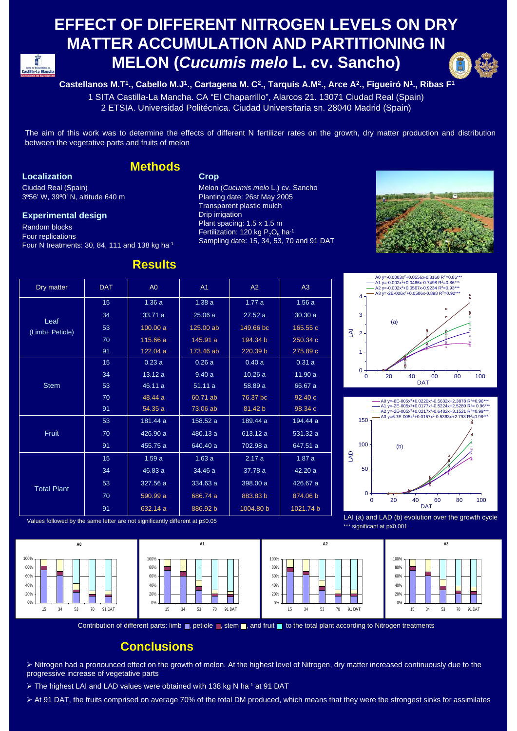# EFFECT OF DIFFERENT NITROGEN LEVELS ON DRY MATTER ACCUMULATION AND PARTITIONING IN MELON (*Cucumis melo* L. cv. Sancho)

**Castellanos M.T[1]., Cabello M.J[1]., Cartagena M. C[2]., Tarquis A.M[2]., Arce A[2]., Figueiró N[1]., Ribas F[1]**

1 SITA Castilla-La Mancha. CA "El Chaparrillo", Alarcos 21. 13071 Ciudad Real (Spain)
2 ETSIA. Universidad Politécnica. Ciudad Universitaria sn. 28040 Madrid (Spain)

The aim of this work was to determine the effects of different N fertilizer rates on the growth, dry matter production and distribution between the vegetative parts and fruits of melon

## Methods

### Localization

Ciudad Real (Spain)
3º56' W, 39º0' N, altitude 640 m

### Experimental design

Random blocks
Four replications
Four N treatments: 30, 84, 111 and 138 kg ha$^{-1}$

### Crop

Melon (*Cucumis melo* L.) cv. Sancho
Planting date: 26st May 2005
Transparent plastic mulch
Drip irrigation
Plant spacing: 1.5 x 1.5 m
Fertilization: 120 kg $P_2O_5$ ha$^{-1}$
Sampling date: 15, 34, 53, 70 and 91 DAT

## Results

| Dry matter | DAT | A0 | A1 | A2 | A3 |
|---|---|---|---|---|---|
| Leaf (Limb+ Petiole) | 15 | 1.36 a | 1.38 a | 1.77 a | 1.56 a |
| | 34 | 33.71 a | 25.06 a | 27.52 a | 30.30 a |
| | 53 | 100.00 a | 125.00 ab | 149.66 bc | 165.55 c |
| | 70 | 115.66 a | 145.91 a | 194.34 b | 250.34 c |
| | 91 | 122.04 a | 173.46 ab | 220.39 b | 275.89 c |
| Stem | 15 | 0.23 a | 0.26 a | 0.40 a | 0.31 a |
| | 34 | 13.12 a | 9.40 a | 10.26 a | 11.90 a |
| | 53 | 46.11 a | 51.11 a | 58.89 a | 66.67 a |
| | 70 | 48.44 a | 60.71 ab | 76.37 bc | 92.40 c |
| | 91 | 54.35 a | 73.06 ab | 81.42 b | 98.34 c |
| Fruit | 53 | 181.44 a | 158.52 a | 189.44 a | 194.44 a |
| | 70 | 426.90 a | 480.13 a | 613.12 a | 531.32 a |
| | 91 | 455.75 a | 640.40 a | 702.98 a | 647.51 a |
| Total Plant | 15 | 1.59 a | 1.63 a | 2.17 a | 1.87 a |
| | 34 | 46.83 a | 34.46 a | 37.78 a | 42.20 a |
| | 53 | 327.56 a | 334.63 a | 398.00 a | 426.67 a |
| | 70 | 590.99 a | 686.74 a | 883.83 b | 874.06 b |
| | 91 | 632.14 a | 886.92 b | 1004.80 b | 1021.74 b |

Values followed by the same letter are not significantly different at p≤0.05

A0 $y=-0.0003x^2+0.0556x-0.8160$ $R^2=0.86$***
A1 $y=-0.002x^2+0.0466x-0.7498$ $R^2=0.86$***
A2 $y=-0.002x^2+0.0567x-0.9234$ $R^2=0.93$***
A3 $y=-2E-006x^2+0.0506x-0.898$ $R^2=0.92$***

LAI
(a)
DAT

A0 $y=-8E-005x^3+0.0220x^2-0.5632x+2.3878$ $R^2=0.96$***
A1 $y=-2E-005x^3+0.0177x^2-0.5224x+2.5280$ $R^2=0.96$***
A2 $y=-2E-005x^3+0.0217x^2-0.6482x+3.1521$ $R^2=0.99$***
A3 $y=6.7E-005x^3+0.0157x^2-0.5363x+2.793$ $R^2=0.98$***

LAD
(b)
DAT

LAI (a) and LAD (b) evolution over the growth cycle
*** significant at p≤0.001

A0
A1
A2
A3
15 34 53 70 91 DAT

Contribution of different parts: limb, petiole, stem, and fruit to the total plant according to Nitrogen treatments

## Conclusions

- Nitrogen had a pronounced effect on the growth of melon. At the highest level of Nitrogen, dry matter increased continuously due to the progressive increase of vegetative parts
- The highest LAI and LAD values were obtained with 138 kg N ha$^{-1}$ at 91 DAT
- At 91 DAT, the fruits comprised on average 70% of the total DM produced, which means that they were tbe strongest sinks for assimilates